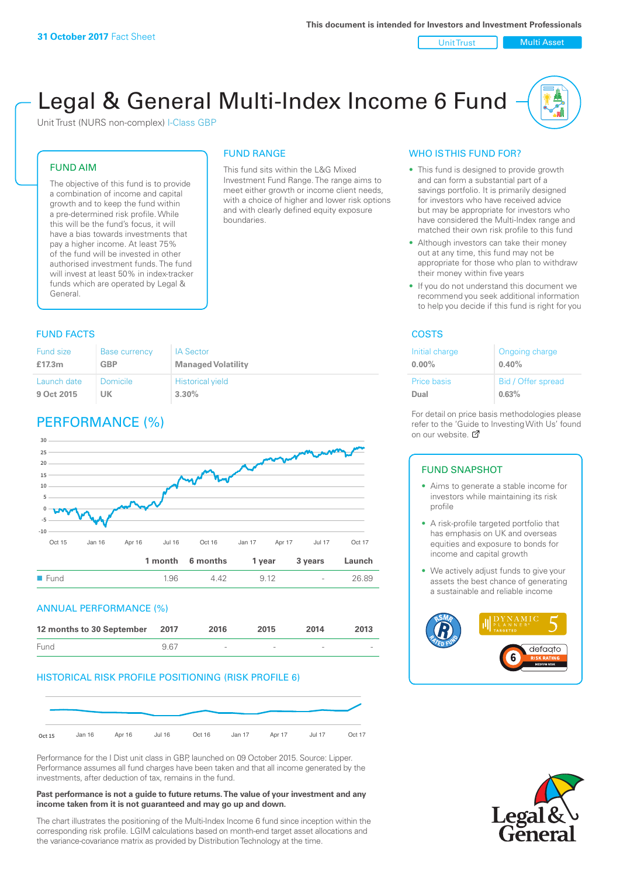**31 October 2017** Fact Sheet

This document is intended for Investors and Investment Professionals

Unit Trust | Multi Asset

# Legal & General Multi-Index Income 6 Fund

Unit Trust (NURS non-complex) I-Class GBP

## FUND AIM

The objective of this fund is to provide a combination of income and capital growth and to keep the fund within a pre-determined risk profile. While this will be the fund's focus, it will have a bias towards investments that pay a higher income. At least 75% of the fund will be invested in other authorised investment funds. The fund will invest at least 50% in index-tracker funds which are operated by Legal & General.

## FUND RANGE

This fund sits within the L&G Mixed Investment Fund Range. The range aims to meet either growth or income client needs, with a choice of higher and lower risk options and with clearly defined equity exposure boundaries.

## WHO IS THIS FUND FOR?

- This fund is designed to provide growth and can form a substantial part of a savings portfolio. It is primarily designed for investors who have received advice but may be appropriate for investors who have considered the Multi-Index range and matched their own risk profile to this fund
- Although investors can take their money out at any time, this fund may not be appropriate for those who plan to withdraw their money within five years
- If you do not understand this document we recommend you seek additional information to help you decide if this fund is right for you

## FUND FACTS

| Fund size | Base currency | IA Sector |
|---|---|---|
| **£17.3m** | **GBP** | **Managed Volatility** |
| Launch date | Domicile | Historical yield |
| **9 Oct 2015** | **UK** | **3.30%** |

## COSTS

| Initial charge | Ongoing charge |
|---|---|
| **0.00%** | **0.40%** |
| Price basis | Bid / Offer spread |
| **Dual** | **0.63%** |

For detail on price basis methodologies please refer to the 'Guide to Investing With Us' found on our website.

## PERFORMANCE (%)

| | 1 month | 6 months | 1 year | 3 years | Launch |
|---|---|---|---|---|---|
| Fund | 1.96 | 4.42 | 9.12 | - | 26.89 |

## ANNUAL PERFORMANCE (%)

| 12 months to 30 September | 2017 | 2016 | 2015 | 2014 | 2013 |
|---|---|---|---|---|---|
| Fund | 9.67 | - | - | - | - |

## HISTORICAL RISK PROFILE POSITIONING (RISK PROFILE 6)

Performance for the I Dist unit class in GBP, launched on 09 October 2015. Source: Lipper. Performance assumes all fund charges have been taken and that all income generated by the investments, after deduction of tax, remains in the fund.

**Past performance is not a guide to future returns. The value of your investment and any income taken from it is not guaranteed and may go up and down.**

The chart illustrates the positioning of the Multi-Index Income 6 fund since inception within the corresponding risk profile. LGIM calculations based on month-end target asset allocations and the variance-covariance matrix as provided by Distribution Technology at the time.

## FUND SNAPSHOT

- Aims to generate a stable income for investors while maintaining its risk profile
- A risk-profile targeted portfolio that has emphasis on UK and overseas equities and exposure to bonds for income and capital growth
- We actively adjust funds to give your assets the best chance of generating a sustainable and reliable income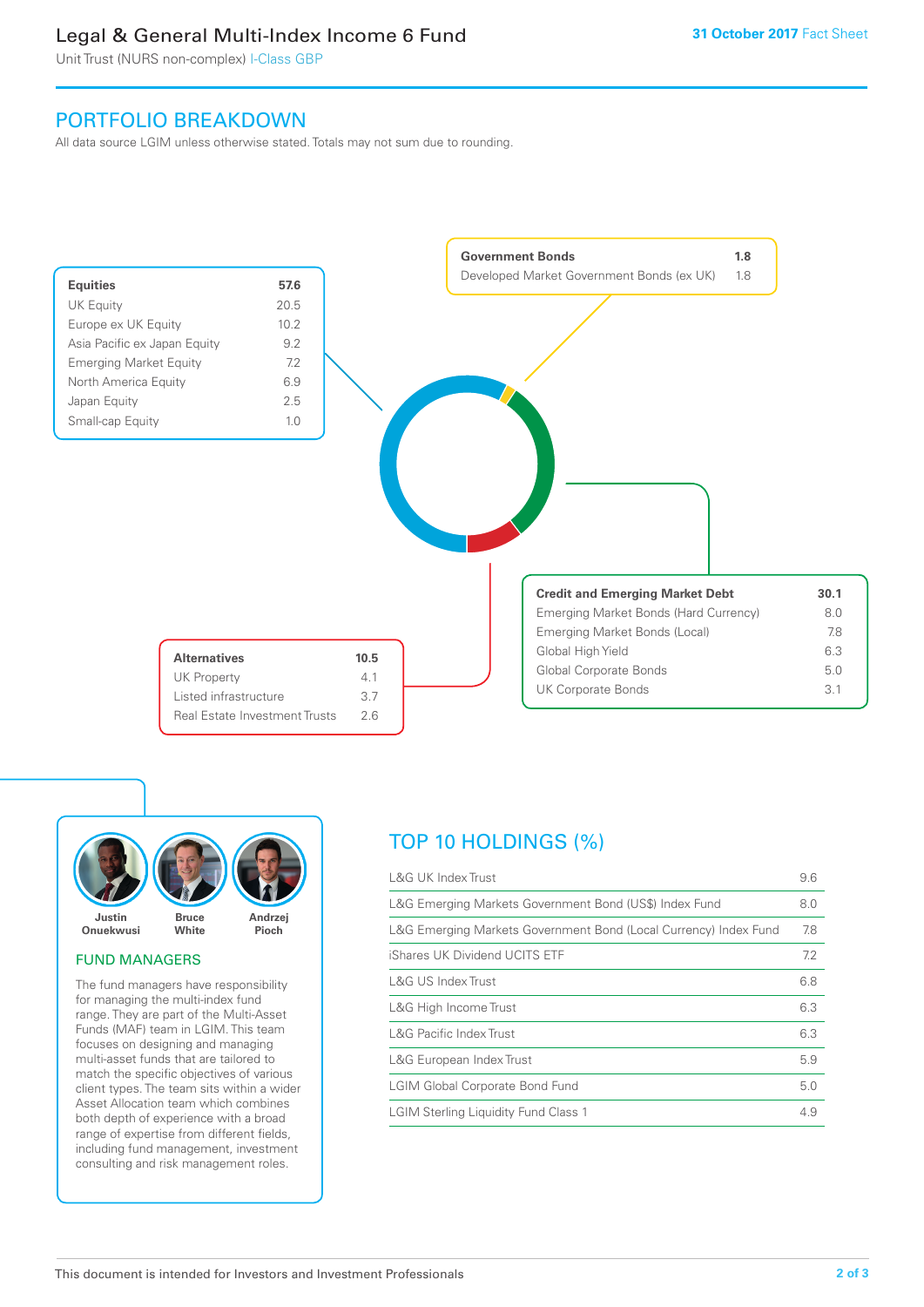# Legal & General Multi-Index Income 6 Fund

Unit Trust (NURS non-complex) I-Class GBP

**31 October 2017** Fact Sheet

## PORTFOLIO BREAKDOWN

All data source LGIM unless otherwise stated. Totals may not sum due to rounding.

| Equities | 57.6 |
|---|---|
| UK Equity | 20.5 |
| Europe ex UK Equity | 10.2 |
| Asia Pacific ex Japan Equity | 9.2 |
| Emerging Market Equity | 7.2 |
| North America Equity | 6.9 |
| Japan Equity | 2.5 |
| Small-cap Equity | 1.0 |

| Government Bonds | 1.8 |
|---|---|
| Developed Market Government Bonds (ex UK) | 1.8 |

| Credit and Emerging Market Debt | 30.1 |
|---|---|
| Emerging Market Bonds (Hard Currency) | 8.0 |
| Emerging Market Bonds (Local) | 7.8 |
| Global High Yield | 6.3 |
| Global Corporate Bonds | 5.0 |
| UK Corporate Bonds | 3.1 |

| Alternatives | 10.5 |
|---|---|
| UK Property | 4.1 |
| Listed infrastructure | 3.7 |
| Real Estate Investment Trusts | 2.6 |

Justin Onuekwusi, Bruce White, Andrzej Pioch

### FUND MANAGERS

The fund managers have responsibility for managing the multi-index fund range. They are part of the Multi-Asset Funds (MAF) team in LGIM. This team focuses on designing and managing multi-asset funds that are tailored to match the specific objectives of various client types. The team sits within a wider Asset Allocation team which combines both depth of experience with a broad range of expertise from different fields, including fund management, investment consulting and risk management roles.

## TOP 10 HOLDINGS (%)

| Holding | % |
|---|---|
| L&G UK Index Trust | 9.6 |
| L&G Emerging Markets Government Bond (US$) Index Fund | 8.0 |
| L&G Emerging Markets Government Bond (Local Currency) Index Fund | 7.8 |
| iShares UK Dividend UCITS ETF | 7.2 |
| L&G US Index Trust | 6.8 |
| L&G High Income Trust | 6.3 |
| L&G Pacific Index Trust | 6.3 |
| L&G European Index Trust | 5.9 |
| LGIM Global Corporate Bond Fund | 5.0 |
| LGIM Sterling Liquidity Fund Class 1 | 4.9 |

This document is intended for Investors and Investment Professionals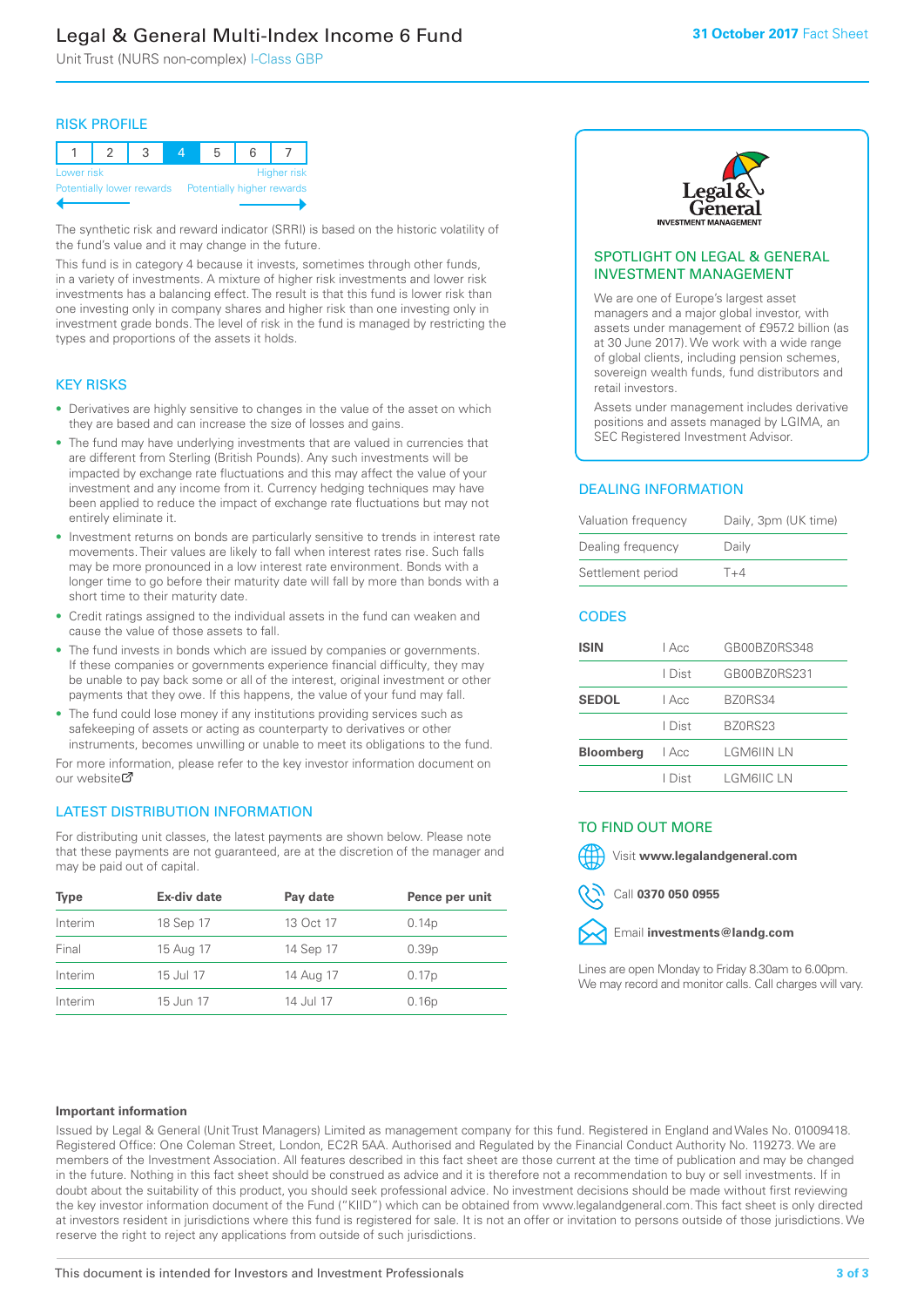# Legal & General Multi-Index Income 6 Fund

Unit Trust (NURS non-complex) I-Class GBP

**31 October 2017** Fact Sheet

## RISK PROFILE

| 1 | 2 | 3 | 4 | 5 | 6 | 7 |
|---|---|---|---|---|---|---|

Lower risk — Higher risk

Potentially lower rewards — Potentially higher rewards

The synthetic risk and reward indicator (SRRI) is based on the historic volatility of the fund's value and it may change in the future.

This fund is in category 4 because it invests, sometimes through other funds, in a variety of investments. A mixture of higher risk investments and lower risk investments has a balancing effect. The result is that this fund is lower risk than one investing only in company shares and higher risk than one investing only in investment grade bonds. The level of risk in the fund is managed by restricting the types and proportions of the assets it holds.

## KEY RISKS

- Derivatives are highly sensitive to changes in the value of the asset on which they are based and can increase the size of losses and gains.
- The fund may have underlying investments that are valued in currencies that are different from Sterling (British Pounds). Any such investments will be impacted by exchange rate fluctuations and this may affect the value of your investment and any income from it. Currency hedging techniques may have been applied to reduce the impact of exchange rate fluctuations but may not entirely eliminate it.
- Investment returns on bonds are particularly sensitive to trends in interest rate movements. Their values are likely to fall when interest rates rise. Such falls may be more pronounced in a low interest rate environment. Bonds with a longer time to go before their maturity date will fall by more than bonds with a short time to their maturity date.
- Credit ratings assigned to the individual assets in the fund can weaken and cause the value of those assets to fall.
- The fund invests in bonds which are issued by companies or governments. If these companies or governments experience financial difficulty, they may be unable to pay back some or all of the interest, original investment or other payments that they owe. If this happens, the value of your fund may fall.
- The fund could lose money if any institutions providing services such as safekeeping of assets or acting as counterparty to derivatives or other instruments, becomes unwilling or unable to meet its obligations to the fund.

For more information, please refer to the key investor information document on our website

## LATEST DISTRIBUTION INFORMATION

For distributing unit classes, the latest payments are shown below. Please note that these payments are not guaranteed, are at the discretion of the manager and may be paid out of capital.

| Type | Ex-div date | Pay date | Pence per unit |
|---|---|---|---|
| Interim | 18 Sep 17 | 13 Oct 17 | 0.14p |
| Final | 15 Aug 17 | 14 Sep 17 | 0.39p |
| Interim | 15 Jul 17 | 14 Aug 17 | 0.17p |
| Interim | 15 Jun 17 | 14 Jul 17 | 0.16p |

## SPOTLIGHT ON LEGAL & GENERAL INVESTMENT MANAGEMENT

We are one of Europe's largest asset managers and a major global investor, with assets under management of £957.2 billion (as at 30 June 2017). We work with a wide range of global clients, including pension schemes, sovereign wealth funds, fund distributors and retail investors.

Assets under management includes derivative positions and assets managed by LGIMA, an SEC Registered Investment Advisor.

## DEALING INFORMATION

| | |
|---|---|
| Valuation frequency | Daily, 3pm (UK time) |
| Dealing frequency | Daily |
| Settlement period | T+4 |

## CODES

| | | |
|---|---|---|
| **ISIN** | I Acc | GB00BZ0RS348 |
| | I Dist | GB00BZ0RS231 |
| **SEDOL** | I Acc | BZ0RS34 |
| | I Dist | BZ0RS23 |
| **Bloomberg** | I Acc | LGM6IIN LN |
| | I Dist | LGM6IIC LN |

## TO FIND OUT MORE

Visit **www.legalandgeneral.com**

Call **0370 050 0955**

Email **investments@landg.com**

Lines are open Monday to Friday 8.30am to 6.00pm. We may record and monitor calls. Call charges will vary.

**Important information**

Issued by Legal & General (Unit Trust Managers) Limited as management company for this fund. Registered in England and Wales No. 01009418. Registered Office: One Coleman Street, London, EC2R 5AA. Authorised and Regulated by the Financial Conduct Authority No. 119273. We are members of the Investment Association. All features described in this fact sheet are those current at the time of publication and may be changed in the future. Nothing in this fact sheet should be construed as advice and it is therefore not a recommendation to buy or sell investments. If in doubt about the suitability of this product, you should seek professional advice. No investment decisions should be made without first reviewing the key investor information document of the Fund ("KIID") which can be obtained from www.legalandgeneral.com. This fact sheet is only directed at investors resident in jurisdictions where this fund is registered for sale. It is not an offer or invitation to persons outside of those jurisdictions. We reserve the right to reject any applications from outside of such jurisdictions.

This document is intended for Investors and Investment Professionals